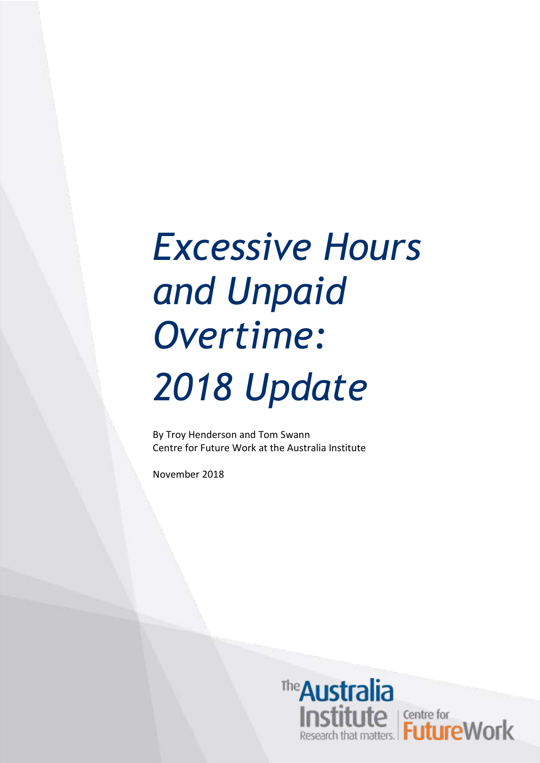# *Excessive Hours and Unpaid Overtime: 2018 Update*

By Troy Henderson and Tom Swann
Centre for Future Work at the Australia Institute

November 2018

The Australia Institute — Research that matters. | Centre for Future Work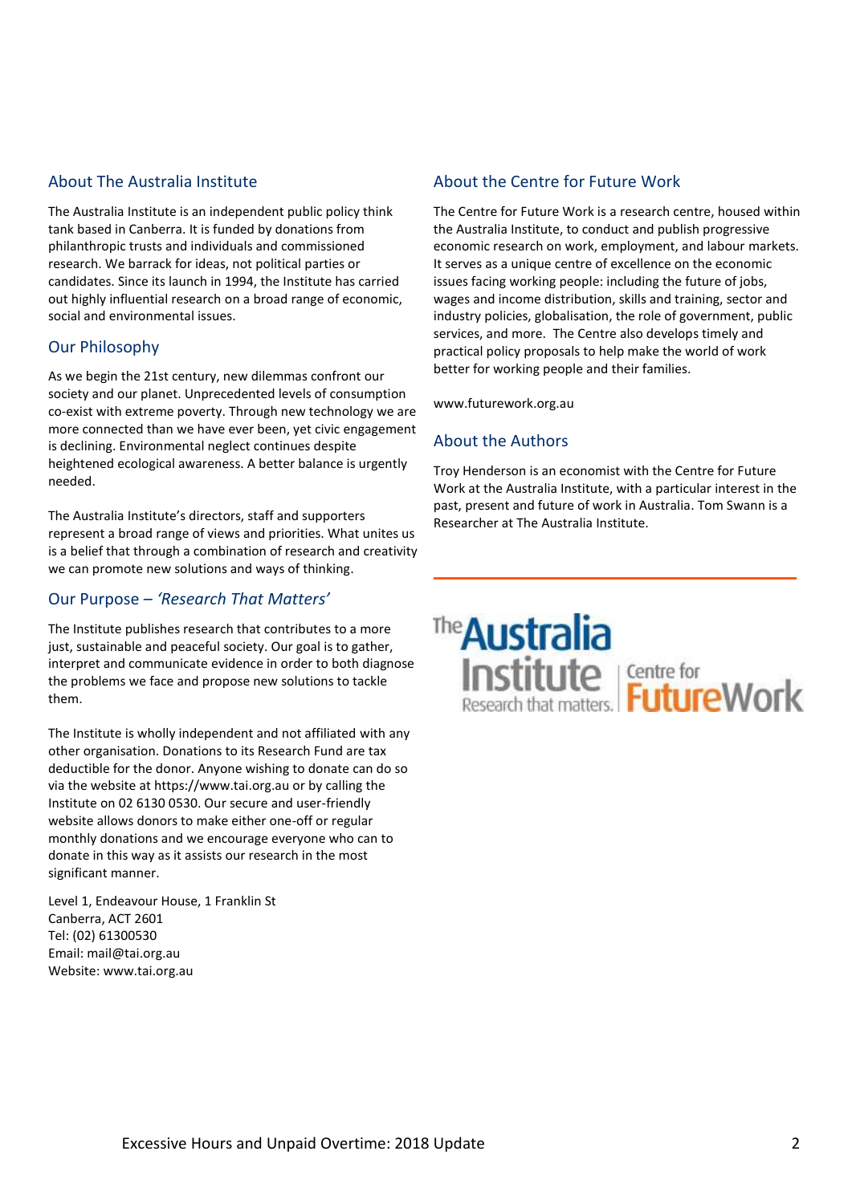## About The Australia Institute

The Australia Institute is an independent public policy think tank based in Canberra. It is funded by donations from philanthropic trusts and individuals and commissioned research. We barrack for ideas, not political parties or candidates. Since its launch in 1994, the Institute has carried out highly influential research on a broad range of economic, social and environmental issues.

## Our Philosophy

As we begin the 21st century, new dilemmas confront our society and our planet. Unprecedented levels of consumption co-exist with extreme poverty. Through new technology we are more connected than we have ever been, yet civic engagement is declining. Environmental neglect continues despite heightened ecological awareness. A better balance is urgently needed.

The Australia Institute's directors, staff and supporters represent a broad range of views and priorities. What unites us is a belief that through a combination of research and creativity we can promote new solutions and ways of thinking.

## Our Purpose – *'Research That Matters'*

The Institute publishes research that contributes to a more just, sustainable and peaceful society. Our goal is to gather, interpret and communicate evidence in order to both diagnose the problems we face and propose new solutions to tackle them.

The Institute is wholly independent and not affiliated with any other organisation. Donations to its Research Fund are tax deductible for the donor. Anyone wishing to donate can do so via the website at https://www.tai.org.au or by calling the Institute on 02 6130 0530. Our secure and user-friendly website allows donors to make either one-off or regular monthly donations and we encourage everyone who can to donate in this way as it assists our research in the most significant manner.

Level 1, Endeavour House, 1 Franklin St
Canberra, ACT 2601
Tel: (02) 61300530
Email: mail@tai.org.au
Website: www.tai.org.au

## About the Centre for Future Work

The Centre for Future Work is a research centre, housed within the Australia Institute, to conduct and publish progressive economic research on work, employment, and labour markets. It serves as a unique centre of excellence on the economic issues facing working people: including the future of jobs, wages and income distribution, skills and training, sector and industry policies, globalisation, the role of government, public services, and more. The Centre also develops timely and practical policy proposals to help make the world of work better for working people and their families.

www.futurework.org.au

## About the Authors

Troy Henderson is an economist with the Centre for Future Work at the Australia Institute, with a particular interest in the past, present and future of work in Australia. Tom Swann is a Researcher at The Australia Institute.

The Australia Institute — Research that matters. | Centre for FutureWork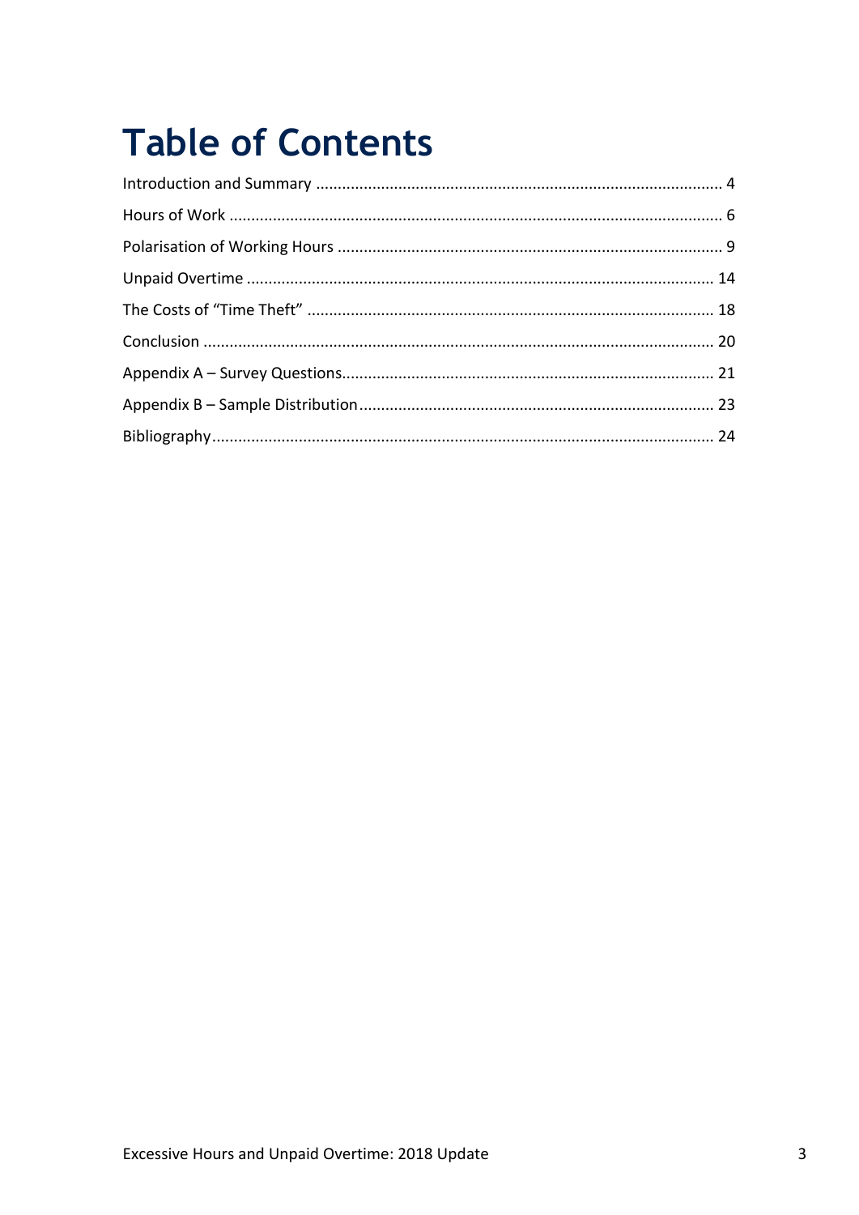# Table of Contents

Introduction and Summary ........................................ 4

Hours of Work ........................................ 6

Polarisation of Working Hours ........................................ 9

Unpaid Overtime ........................................ 14

The Costs of "Time Theft" ........................................ 18

Conclusion ........................................ 20

Appendix A – Survey Questions ........................................ 21

Appendix B – Sample Distribution ........................................ 23

Bibliography ........................................ 24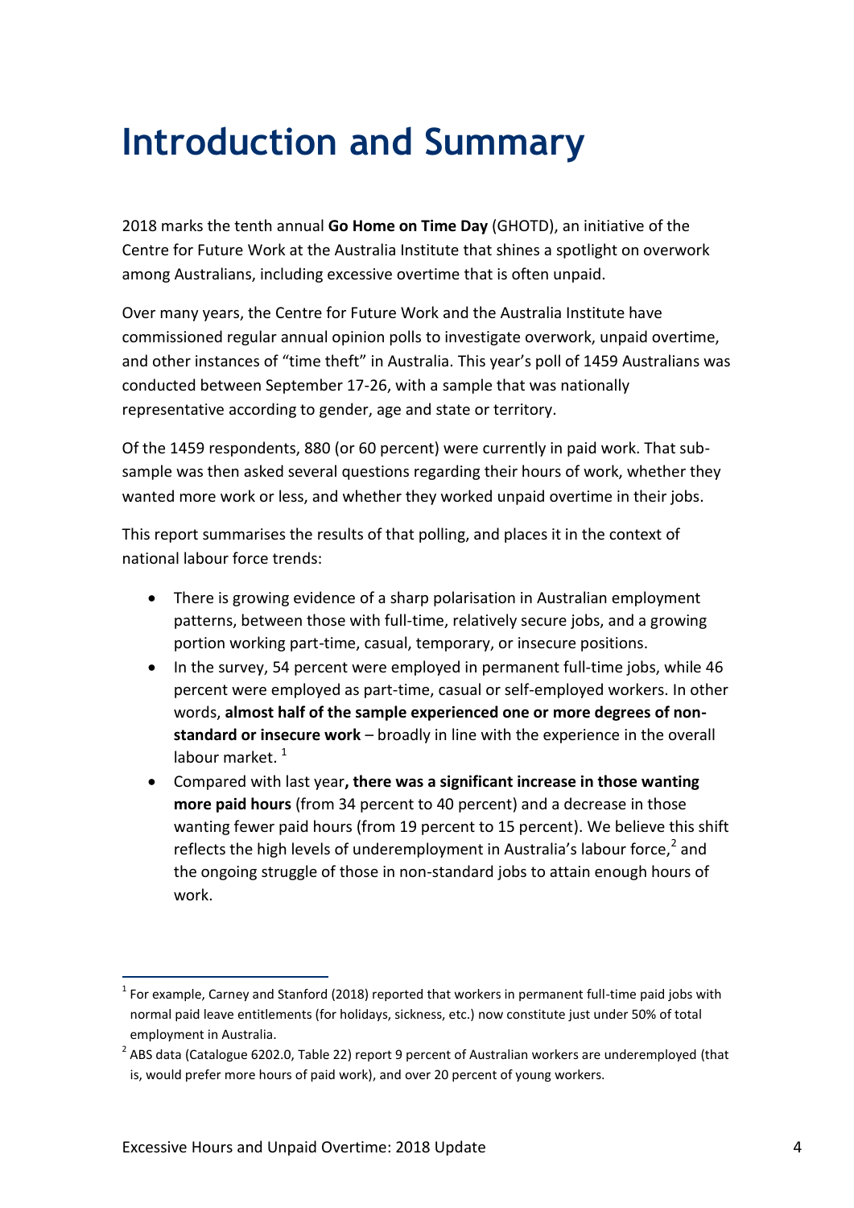# Introduction and Summary

2018 marks the tenth annual **Go Home on Time Day** (GHOTD), an initiative of the Centre for Future Work at the Australia Institute that shines a spotlight on overwork among Australians, including excessive overtime that is often unpaid.

Over many years, the Centre for Future Work and the Australia Institute have commissioned regular annual opinion polls to investigate overwork, unpaid overtime, and other instances of "time theft" in Australia. This year's poll of 1459 Australians was conducted between September 17-26, with a sample that was nationally representative according to gender, age and state or territory.

Of the 1459 respondents, 880 (or 60 percent) were currently in paid work. That sub-sample was then asked several questions regarding their hours of work, whether they wanted more work or less, and whether they worked unpaid overtime in their jobs.

This report summarises the results of that polling, and places it in the context of national labour force trends:

- There is growing evidence of a sharp polarisation in Australian employment patterns, between those with full-time, relatively secure jobs, and a growing portion working part-time, casual, temporary, or insecure positions.
- In the survey, 54 percent were employed in permanent full-time jobs, while 46 percent were employed as part-time, casual or self-employed workers. In other words, **almost half of the sample experienced one or more degrees of non-standard or insecure work** – broadly in line with the experience in the overall labour market. [1]
- Compared with last year**, there was a significant increase in those wanting more paid hours** (from 34 percent to 40 percent) and a decrease in those wanting fewer paid hours (from 19 percent to 15 percent). We believe this shift reflects the high levels of underemployment in Australia's labour force,[2] and the ongoing struggle of those in non-standard jobs to attain enough hours of work.

---

[1] For example, Carney and Stanford (2018) reported that workers in permanent full-time paid jobs with normal paid leave entitlements (for holidays, sickness, etc.) now constitute just under 50% of total employment in Australia.

[2] ABS data (Catalogue 6202.0, Table 22) report 9 percent of Australian workers are underemployed (that is, would prefer more hours of paid work), and over 20 percent of young workers.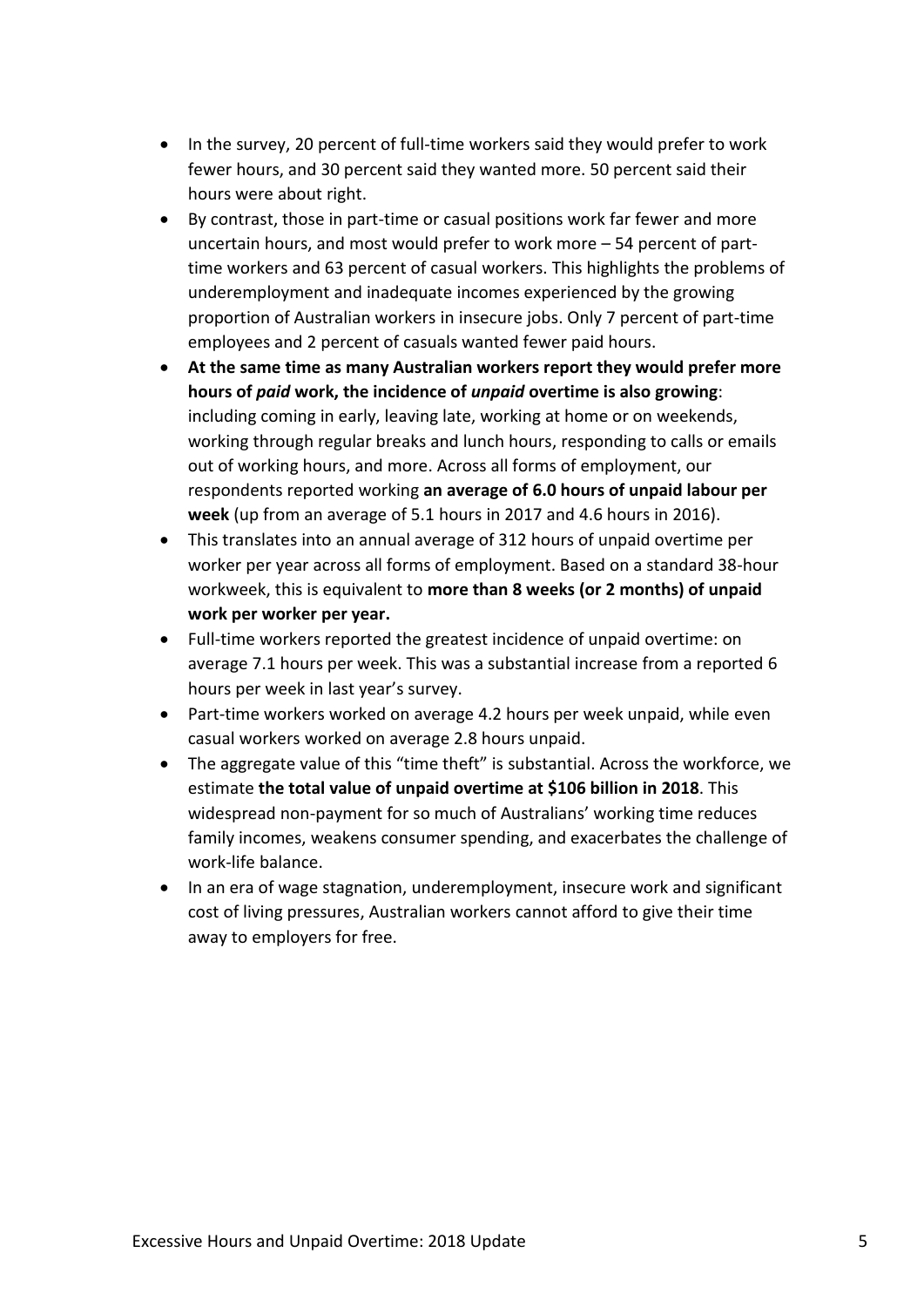- In the survey, 20 percent of full-time workers said they would prefer to work fewer hours, and 30 percent said they wanted more. 50 percent said their hours were about right.
- By contrast, those in part-time or casual positions work far fewer and more uncertain hours, and most would prefer to work more – 54 percent of part-time workers and 63 percent of casual workers. This highlights the problems of underemployment and inadequate incomes experienced by the growing proportion of Australian workers in insecure jobs. Only 7 percent of part-time employees and 2 percent of casuals wanted fewer paid hours.
- **At the same time as many Australian workers report they would prefer more hours of *paid* work, the incidence of *unpaid* overtime is also growing**: including coming in early, leaving late, working at home or on weekends, working through regular breaks and lunch hours, responding to calls or emails out of working hours, and more. Across all forms of employment, our respondents reported working **an average of 6.0 hours of unpaid labour per week** (up from an average of 5.1 hours in 2017 and 4.6 hours in 2016).
- This translates into an annual average of 312 hours of unpaid overtime per worker per year across all forms of employment. Based on a standard 38-hour workweek, this is equivalent to **more than 8 weeks (or 2 months) of unpaid work per worker per year.**
- Full-time workers reported the greatest incidence of unpaid overtime: on average 7.1 hours per week. This was a substantial increase from a reported 6 hours per week in last year's survey.
- Part-time workers worked on average 4.2 hours per week unpaid, while even casual workers worked on average 2.8 hours unpaid.
- The aggregate value of this "time theft" is substantial. Across the workforce, we estimate **the total value of unpaid overtime at $106 billion in 2018**. This widespread non-payment for so much of Australians' working time reduces family incomes, weakens consumer spending, and exacerbates the challenge of work-life balance.
- In an era of wage stagnation, underemployment, insecure work and significant cost of living pressures, Australian workers cannot afford to give their time away to employers for free.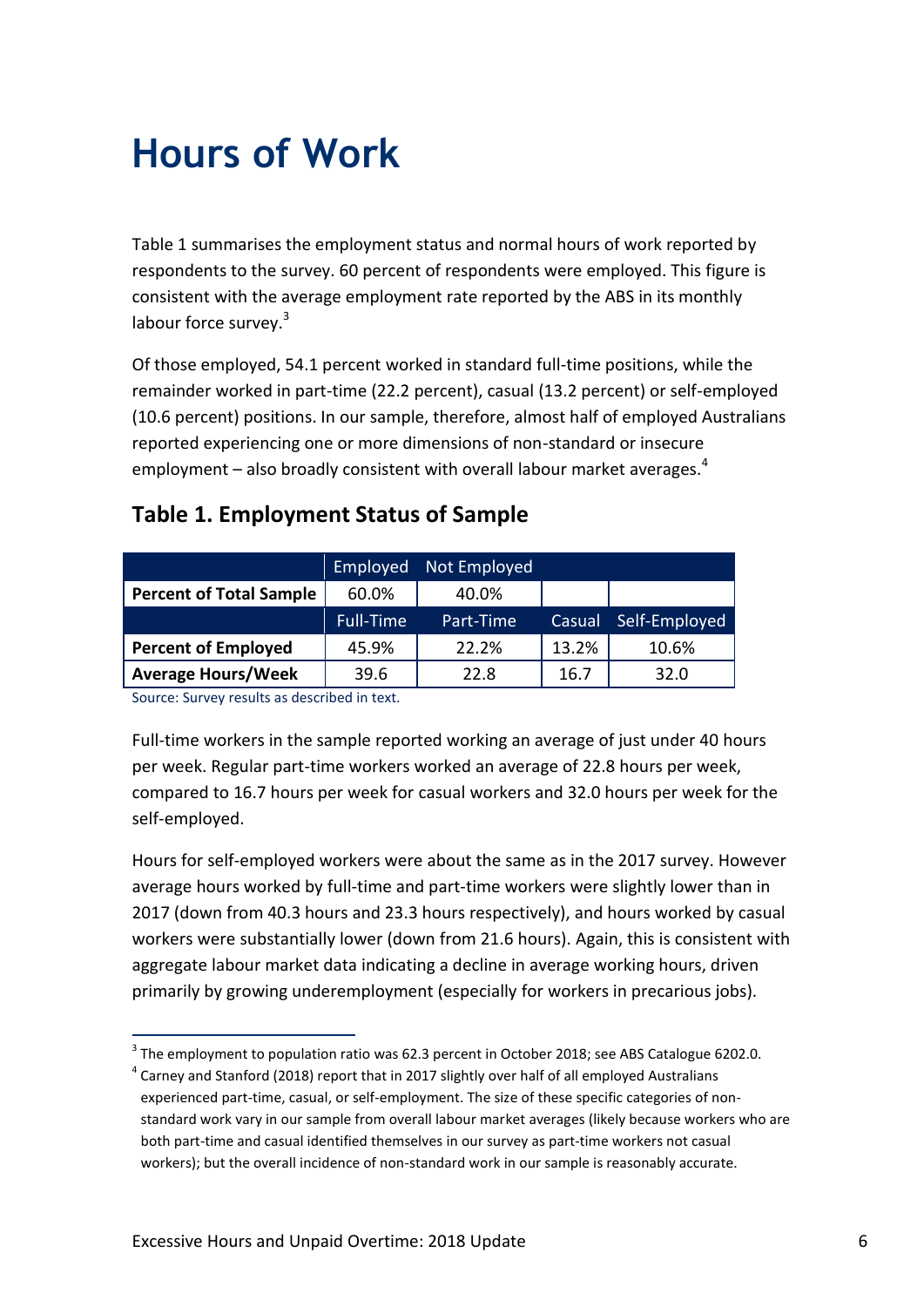# Hours of Work

Table 1 summarises the employment status and normal hours of work reported by respondents to the survey. 60 percent of respondents were employed. This figure is consistent with the average employment rate reported by the ABS in its monthly labour force survey.[3]

Of those employed, 54.1 percent worked in standard full-time positions, while the remainder worked in part-time (22.2 percent), casual (13.2 percent) or self-employed (10.6 percent) positions. In our sample, therefore, almost half of employed Australians reported experiencing one or more dimensions of non-standard or insecure employment – also broadly consistent with overall labour market averages.[4]

## Table 1. Employment Status of Sample

| | Employed | Not Employed | | |
|---|---|---|---|---|
| **Percent of Total Sample** | 60.0% | 40.0% | | |
| | Full-Time | Part-Time | Casual | Self-Employed |
| **Percent of Employed** | 45.9% | 22.2% | 13.2% | 10.6% |
| **Average Hours/Week** | 39.6 | 22.8 | 16.7 | 32.0 |

Source: Survey results as described in text.

Full-time workers in the sample reported working an average of just under 40 hours per week. Regular part-time workers worked an average of 22.8 hours per week, compared to 16.7 hours per week for casual workers and 32.0 hours per week for the self-employed.

Hours for self-employed workers were about the same as in the 2017 survey. However average hours worked by full-time and part-time workers were slightly lower than in 2017 (down from 40.3 hours and 23.3 hours respectively), and hours worked by casual workers were substantially lower (down from 21.6 hours). Again, this is consistent with aggregate labour market data indicating a decline in average working hours, driven primarily by growing underemployment (especially for workers in precarious jobs).

[3] The employment to population ratio was 62.3 percent in October 2018; see ABS Catalogue 6202.0.

[4] Carney and Stanford (2018) report that in 2017 slightly over half of all employed Australians experienced part-time, casual, or self-employment. The size of these specific categories of non-standard work vary in our sample from overall labour market averages (likely because workers who are both part-time and casual identified themselves in our survey as part-time workers not casual workers); but the overall incidence of non-standard work in our sample is reasonably accurate.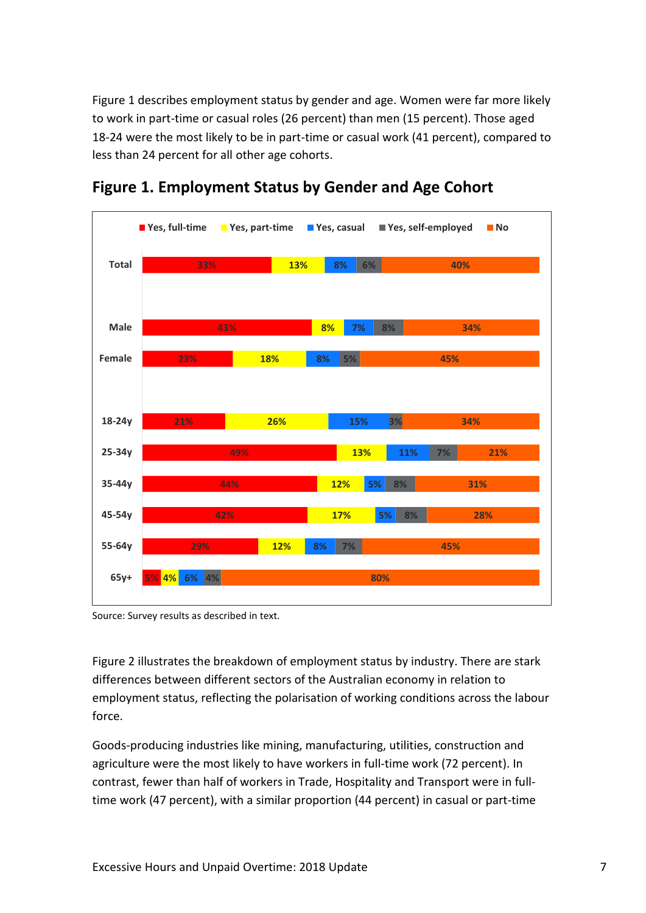Figure 1 describes employment status by gender and age. Women were far more likely to work in part-time or casual roles (26 percent) than men (15 percent). Those aged 18-24 were the most likely to be in part-time or casual work (41 percent), compared to less than 24 percent for all other age cohorts.

## Figure 1. Employment Status by Gender and Age Cohort

| | Yes, full-time | Yes, part-time | Yes, casual | Yes, self-employed | No |
|---|---|---|---|---|---|
| Total | 33% | 13% | 8% | 6% | 40% |
| Male | 43% | 8% | 7% | 8% | 34% |
| Female | 23% | 18% | 8% | 5% | 45% |
| 18-24y | 21% | 26% | 15% | 3% | 34% |
| 25-34y | 49% | 13% | 11% | 7% | 21% |
| 35-44y | 44% | 12% | 5% | 8% | 31% |
| 45-54y | 42% | 17% | 5% | 8% | 28% |
| 55-64y | 29% | 12% | 8% | 7% | 45% |
| 65y+ | 5% | 4% | 6% | 4% | 80% |

Source: Survey results as described in text.

Figure 2 illustrates the breakdown of employment status by industry. There are stark differences between different sectors of the Australian economy in relation to employment status, reflecting the polarisation of working conditions across the labour force.

Goods-producing industries like mining, manufacturing, utilities, construction and agriculture were the most likely to have workers in full-time work (72 percent). In contrast, fewer than half of workers in Trade, Hospitality and Transport were in full-time work (47 percent), with a similar proportion (44 percent) in casual or part-time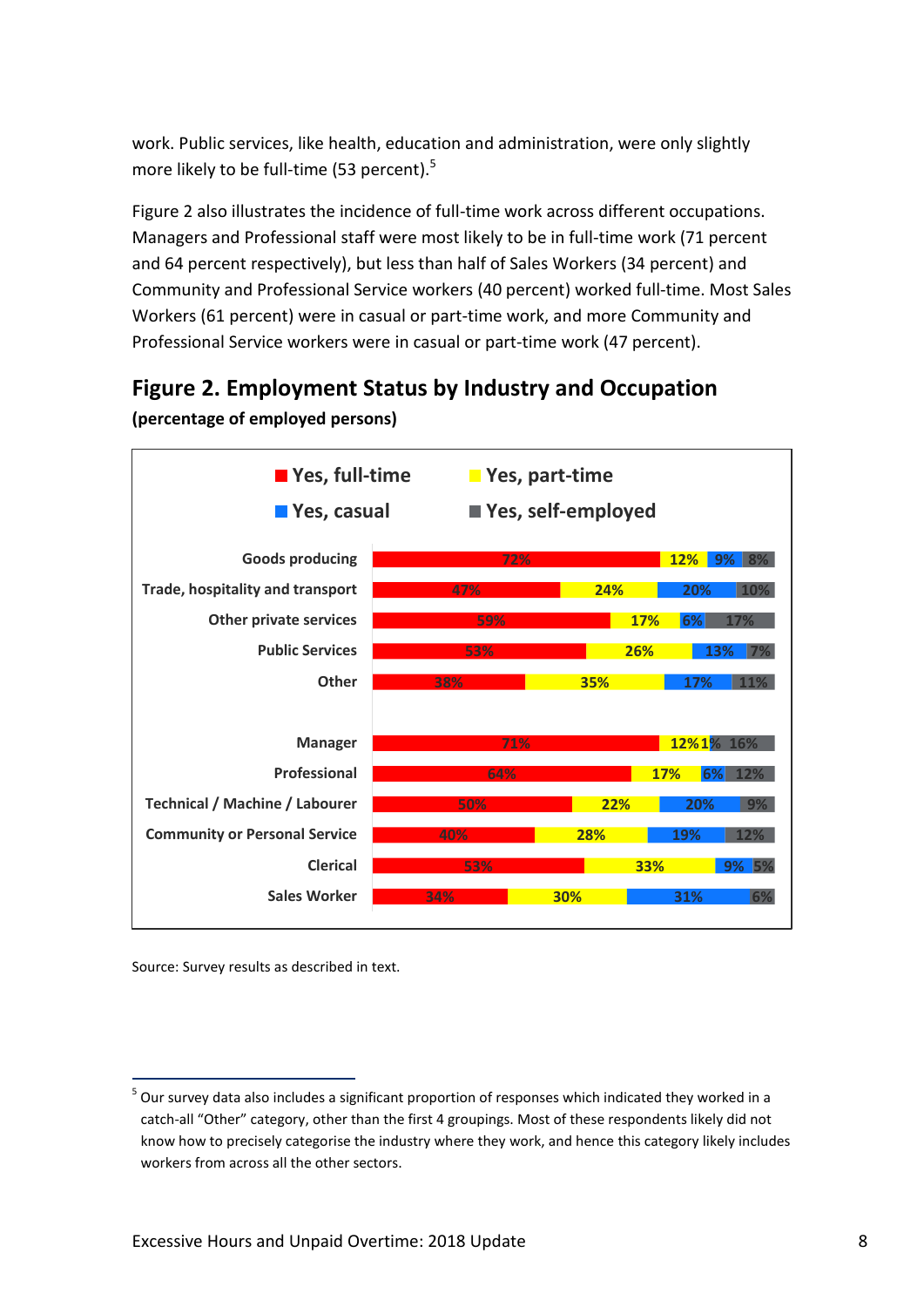work. Public services, like health, education and administration, were only slightly more likely to be full-time (53 percent).[5]

Figure 2 also illustrates the incidence of full-time work across different occupations. Managers and Professional staff were most likely to be in full-time work (71 percent and 64 percent respectively), but less than half of Sales Workers (34 percent) and Community and Professional Service workers (40 percent) worked full-time. Most Sales Workers (61 percent) were in casual or part-time work, and more Community and Professional Service workers were in casual or part-time work (47 percent).

## Figure 2. Employment Status by Industry and Occupation

**(percentage of employed persons)**

| | Yes, full-time | Yes, part-time | Yes, casual | Yes, self-employed |
|---|---|---|---|---|
| Goods producing | 72% | 12% | 9% | 8% |
| Trade, hospitality and transport | 47% | 24% | 20% | 10% |
| Other private services | 59% | 17% | 6% | 17% |
| Public Services | 53% | 26% | 13% | 7% |
| Other | 38% | 35% | 17% | 11% |
| Manager | 71% | 12% | 1% | 16% |
| Professional | 64% | 17% | 6% | 12% |
| Technical / Machine / Labourer | 50% | 22% | 20% | 9% |
| Community or Personal Service | 40% | 28% | 19% | 12% |
| Clerical | 53% | 33% | 9% | 5% |
| Sales Worker | 34% | 30% | 31% | 6% |

Source: Survey results as described in text.

---

[5] Our survey data also includes a significant proportion of responses which indicated they worked in a catch-all "Other" category, other than the first 4 groupings. Most of these respondents likely did not know how to precisely categorise the industry where they work, and hence this category likely includes workers from across all the other sectors.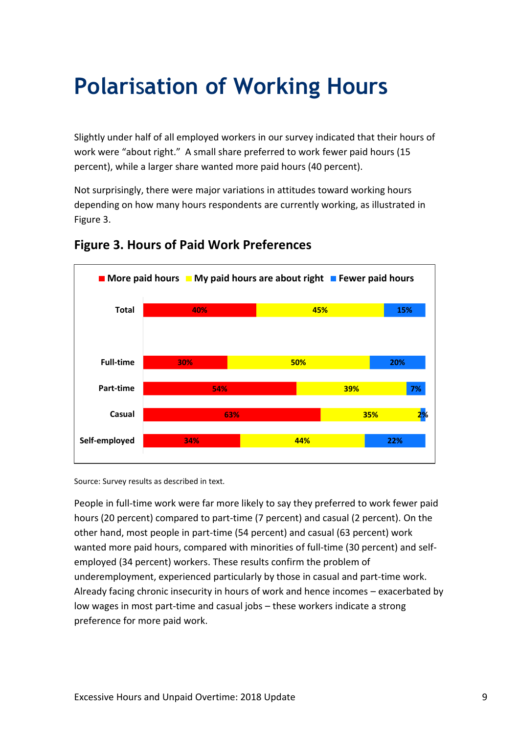# Polarisation of Working Hours

Slightly under half of all employed workers in our survey indicated that their hours of work were "about right." A small share preferred to work fewer paid hours (15 percent), while a larger share wanted more paid hours (40 percent).

Not surprisingly, there were major variations in attitudes toward working hours depending on how many hours respondents are currently working, as illustrated in Figure 3.

## Figure 3. Hours of Paid Work Preferences

| | More paid hours | My paid hours are about right | Fewer paid hours |
|---|---|---|---|
| Total | 40% | 45% | 15% |
| Full-time | 30% | 50% | 20% |
| Part-time | 54% | 39% | 7% |
| Casual | 63% | 35% | 2% |
| Self-employed | 34% | 44% | 22% |

Source: Survey results as described in text.

People in full-time work were far more likely to say they preferred to work fewer paid hours (20 percent) compared to part-time (7 percent) and casual (2 percent). On the other hand, most people in part-time (54 percent) and casual (63 percent) work wanted more paid hours, compared with minorities of full-time (30 percent) and self-employed (34 percent) workers. These results confirm the problem of underemployment, experienced particularly by those in casual and part-time work. Already facing chronic insecurity in hours of work and hence incomes – exacerbated by low wages in most part-time and casual jobs – these workers indicate a strong preference for more paid work.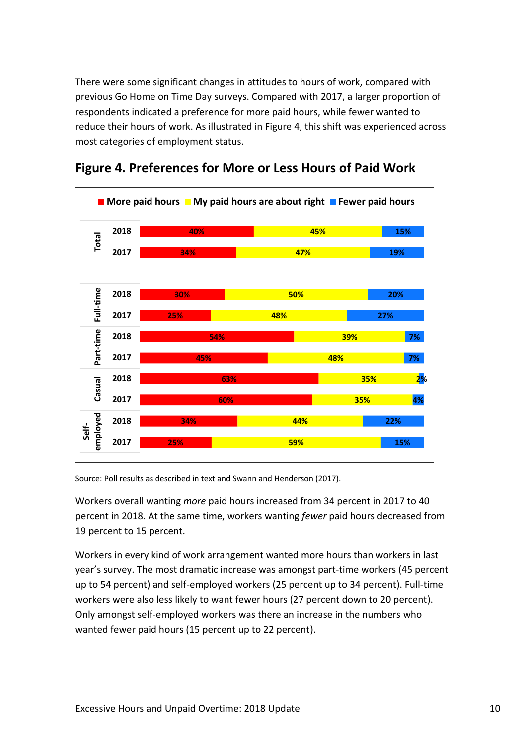There were some significant changes in attitudes to hours of work, compared with previous Go Home on Time Day surveys. Compared with 2017, a larger proportion of respondents indicated a preference for more paid hours, while fewer wanted to reduce their hours of work. As illustrated in Figure 4, this shift was experienced across most categories of employment status.

## Figure 4. Preferences for More or Less Hours of Paid Work

| Category | Year | More paid hours | My paid hours are about right | Fewer paid hours |
| --- | --- | --- | --- | --- |
| Total | 2018 | 40% | 45% | 15% |
| Total | 2017 | 34% | 47% | 19% |
| Full-time | 2018 | 30% | 50% | 20% |
| Full-time | 2017 | 25% | 48% | 27% |
| Part-time | 2018 | 54% | 39% | 7% |
| Part-time | 2017 | 45% | 48% | 7% |
| Casual | 2018 | 63% | 35% | 2% |
| Casual | 2017 | 60% | 35% | 4% |
| Self-employed | 2018 | 34% | 44% | 22% |
| Self-employed | 2017 | 25% | 59% | 15% |

Source: Poll results as described in text and Swann and Henderson (2017).

Workers overall wanting *more* paid hours increased from 34 percent in 2017 to 40 percent in 2018. At the same time, workers wanting *fewer* paid hours decreased from 19 percent to 15 percent.

Workers in every kind of work arrangement wanted more hours than workers in last year's survey. The most dramatic increase was amongst part-time workers (45 percent up to 54 percent) and self-employed workers (25 percent up to 34 percent). Full-time workers were also less likely to want fewer hours (27 percent down to 20 percent). Only amongst self-employed workers was there an increase in the numbers who wanted fewer paid hours (15 percent up to 22 percent).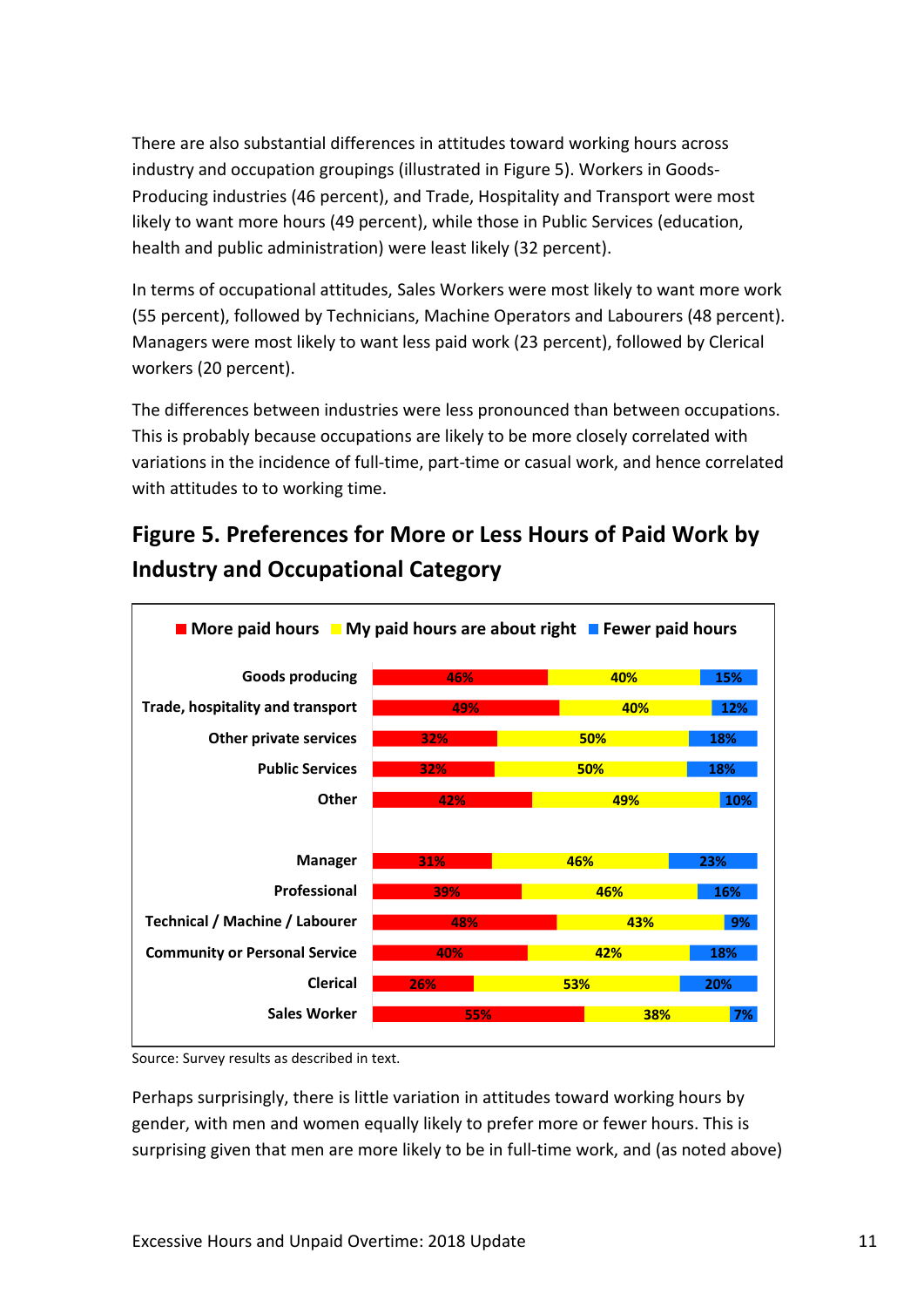There are also substantial differences in attitudes toward working hours across industry and occupation groupings (illustrated in Figure 5). Workers in Goods-Producing industries (46 percent), and Trade, Hospitality and Transport were most likely to want more hours (49 percent), while those in Public Services (education, health and public administration) were least likely (32 percent).

In terms of occupational attitudes, Sales Workers were most likely to want more work (55 percent), followed by Technicians, Machine Operators and Labourers (48 percent). Managers were most likely to want less paid work (23 percent), followed by Clerical workers (20 percent).

The differences between industries were less pronounced than between occupations. This is probably because occupations are likely to be more closely correlated with variations in the incidence of full-time, part-time or casual work, and hence correlated with attitudes to to working time.

## Figure 5. Preferences for More or Less Hours of Paid Work by Industry and Occupational Category

| | More paid hours | My paid hours are about right | Fewer paid hours |
|---|---|---|---|
| Goods producing | 46% | 40% | 15% |
| Trade, hospitality and transport | 49% | 40% | 12% |
| Other private services | 32% | 50% | 18% |
| Public Services | 32% | 50% | 18% |
| Other | 42% | 49% | 10% |
| Manager | 31% | 46% | 23% |
| Professional | 39% | 46% | 16% |
| Technical / Machine / Labourer | 48% | 43% | 9% |
| Community or Personal Service | 40% | 42% | 18% |
| Clerical | 26% | 53% | 20% |
| Sales Worker | 55% | 38% | 7% |

Source: Survey results as described in text.

Perhaps surprisingly, there is little variation in attitudes toward working hours by gender, with men and women equally likely to prefer more or fewer hours. This is surprising given that men are more likely to be in full-time work, and (as noted above)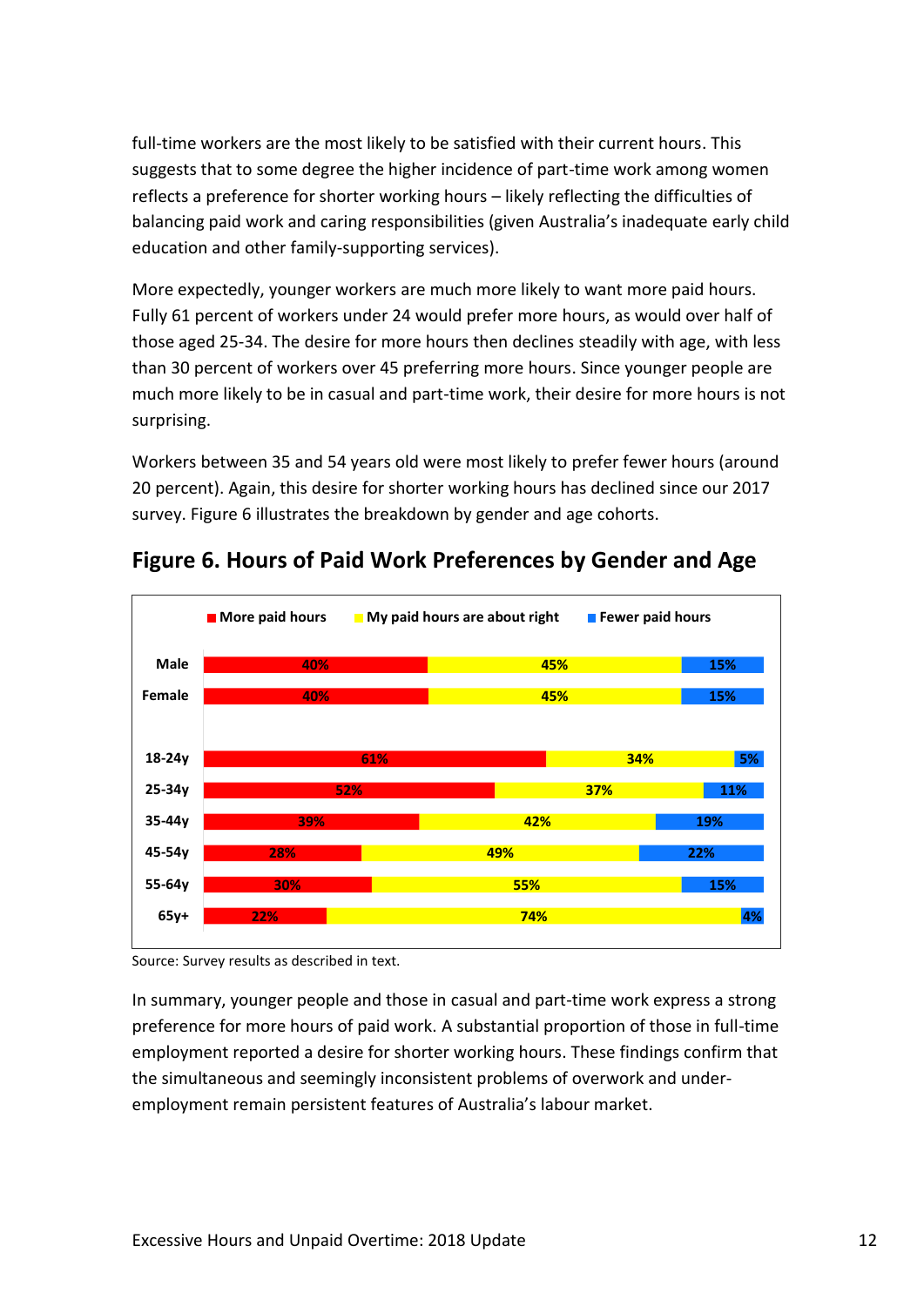full-time workers are the most likely to be satisfied with their current hours. This suggests that to some degree the higher incidence of part-time work among women reflects a preference for shorter working hours – likely reflecting the difficulties of balancing paid work and caring responsibilities (given Australia's inadequate early child education and other family-supporting services).

More expectedly, younger workers are much more likely to want more paid hours. Fully 61 percent of workers under 24 would prefer more hours, as would over half of those aged 25-34. The desire for more hours then declines steadily with age, with less than 30 percent of workers over 45 preferring more hours. Since younger people are much more likely to be in casual and part-time work, their desire for more hours is not surprising.

Workers between 35 and 54 years old were most likely to prefer fewer hours (around 20 percent). Again, this desire for shorter working hours has declined since our 2017 survey. Figure 6 illustrates the breakdown by gender and age cohorts.

## Figure 6. Hours of Paid Work Preferences by Gender and Age

| | More paid hours | My paid hours are about right | Fewer paid hours |
|---|---|---|---|
| Male | 40% | 45% | 15% |
| Female | 40% | 45% | 15% |
| 18-24y | 61% | 34% | 5% |
| 25-34y | 52% | 37% | 11% |
| 35-44y | 39% | 42% | 19% |
| 45-54y | 28% | 49% | 22% |
| 55-64y | 30% | 55% | 15% |
| 65y+ | 22% | 74% | 4% |

Source: Survey results as described in text.

In summary, younger people and those in casual and part-time work express a strong preference for more hours of paid work. A substantial proportion of those in full-time employment reported a desire for shorter working hours. These findings confirm that the simultaneous and seemingly inconsistent problems of overwork and under-employment remain persistent features of Australia's labour market.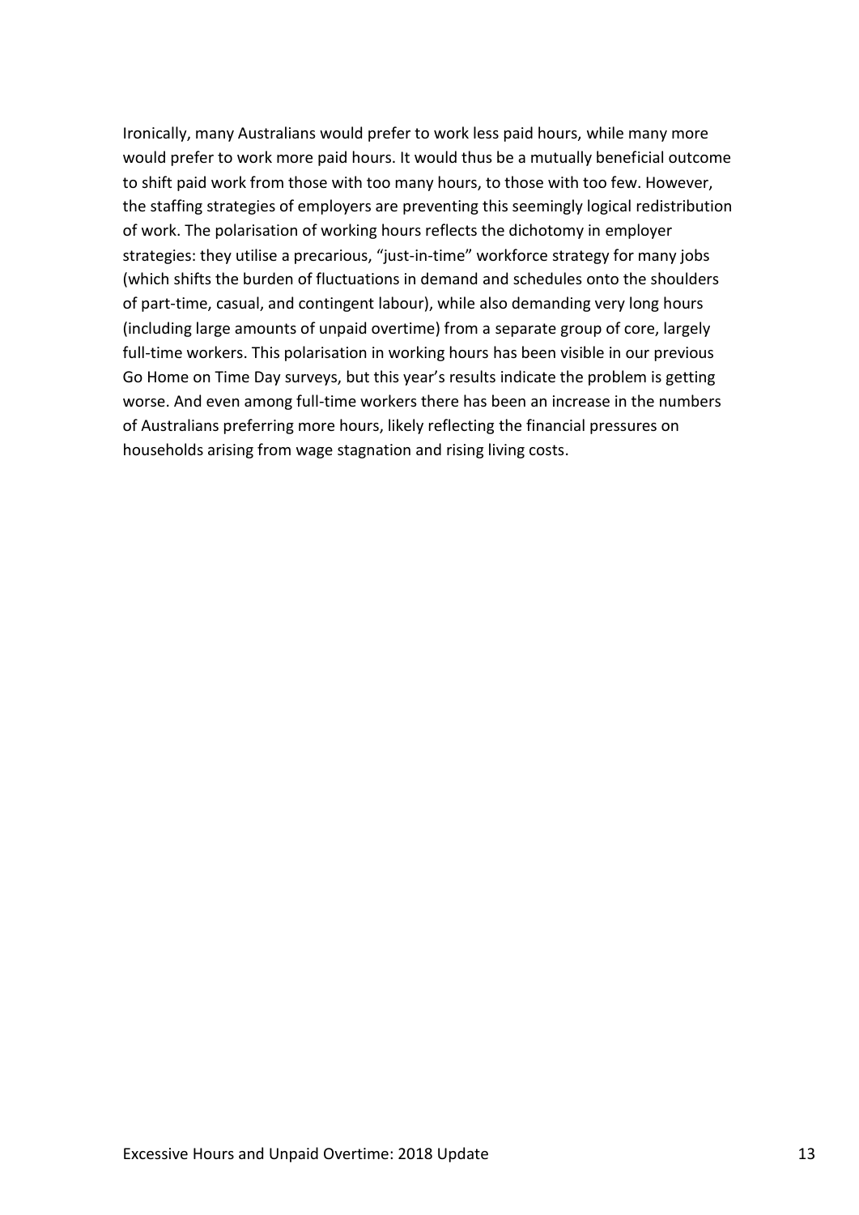Ironically, many Australians would prefer to work less paid hours, while many more would prefer to work more paid hours. It would thus be a mutually beneficial outcome to shift paid work from those with too many hours, to those with too few. However, the staffing strategies of employers are preventing this seemingly logical redistribution of work. The polarisation of working hours reflects the dichotomy in employer strategies: they utilise a precarious, "just-in-time" workforce strategy for many jobs (which shifts the burden of fluctuations in demand and schedules onto the shoulders of part-time, casual, and contingent labour), while also demanding very long hours (including large amounts of unpaid overtime) from a separate group of core, largely full-time workers. This polarisation in working hours has been visible in our previous Go Home on Time Day surveys, but this year's results indicate the problem is getting worse. And even among full-time workers there has been an increase in the numbers of Australians preferring more hours, likely reflecting the financial pressures on households arising from wage stagnation and rising living costs.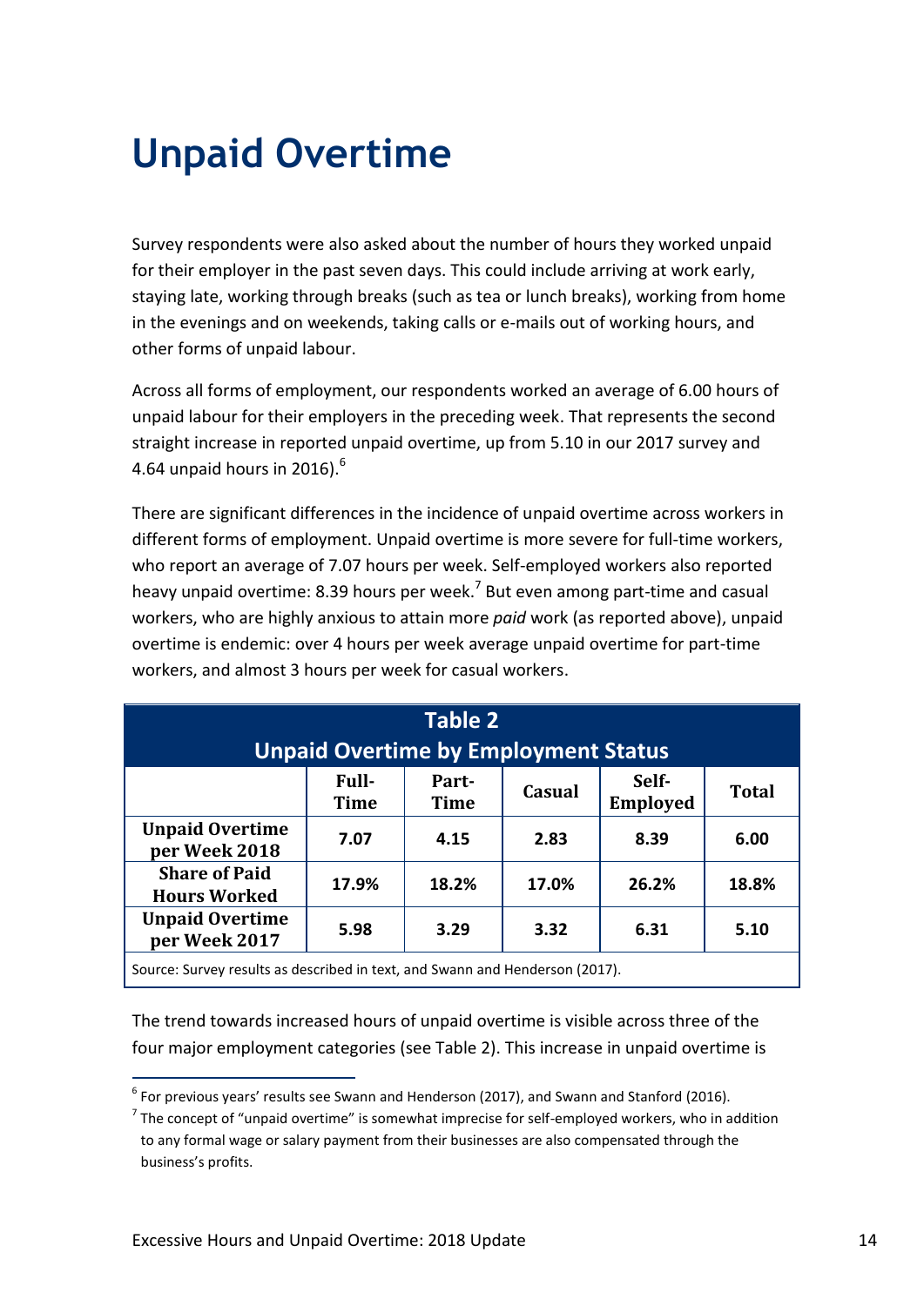# Unpaid Overtime

Survey respondents were also asked about the number of hours they worked unpaid for their employer in the past seven days. This could include arriving at work early, staying late, working through breaks (such as tea or lunch breaks), working from home in the evenings and on weekends, taking calls or e-mails out of working hours, and other forms of unpaid labour.

Across all forms of employment, our respondents worked an average of 6.00 hours of unpaid labour for their employers in the preceding week. That represents the second straight increase in reported unpaid overtime, up from 5.10 in our 2017 survey and 4.64 unpaid hours in 2016).[6]

There are significant differences in the incidence of unpaid overtime across workers in different forms of employment. Unpaid overtime is more severe for full-time workers, who report an average of 7.07 hours per week. Self-employed workers also reported heavy unpaid overtime: 8.39 hours per week.[7] But even among part-time and casual workers, who are highly anxious to attain more *paid* work (as reported above), unpaid overtime is endemic: over 4 hours per week average unpaid overtime for part-time workers, and almost 3 hours per week for casual workers.

**Table 2**
**Unpaid Overtime by Employment Status**

| | Full-Time | Part-Time | Casual | Self-Employed | Total |
|---|---|---|---|---|---|
| **Unpaid Overtime per Week 2018** | 7.07 | 4.15 | 2.83 | 8.39 | 6.00 |
| **Share of Paid Hours Worked** | 17.9% | 18.2% | 17.0% | 26.2% | 18.8% |
| **Unpaid Overtime per Week 2017** | 5.98 | 3.29 | 3.32 | 6.31 | 5.10 |

Source: Survey results as described in text, and Swann and Henderson (2017).

The trend towards increased hours of unpaid overtime is visible across three of the four major employment categories (see Table 2). This increase in unpaid overtime is

[6] For previous years' results see Swann and Henderson (2017), and Swann and Stanford (2016).

[7] The concept of "unpaid overtime" is somewhat imprecise for self-employed workers, who in addition to any formal wage or salary payment from their businesses are also compensated through the business's profits.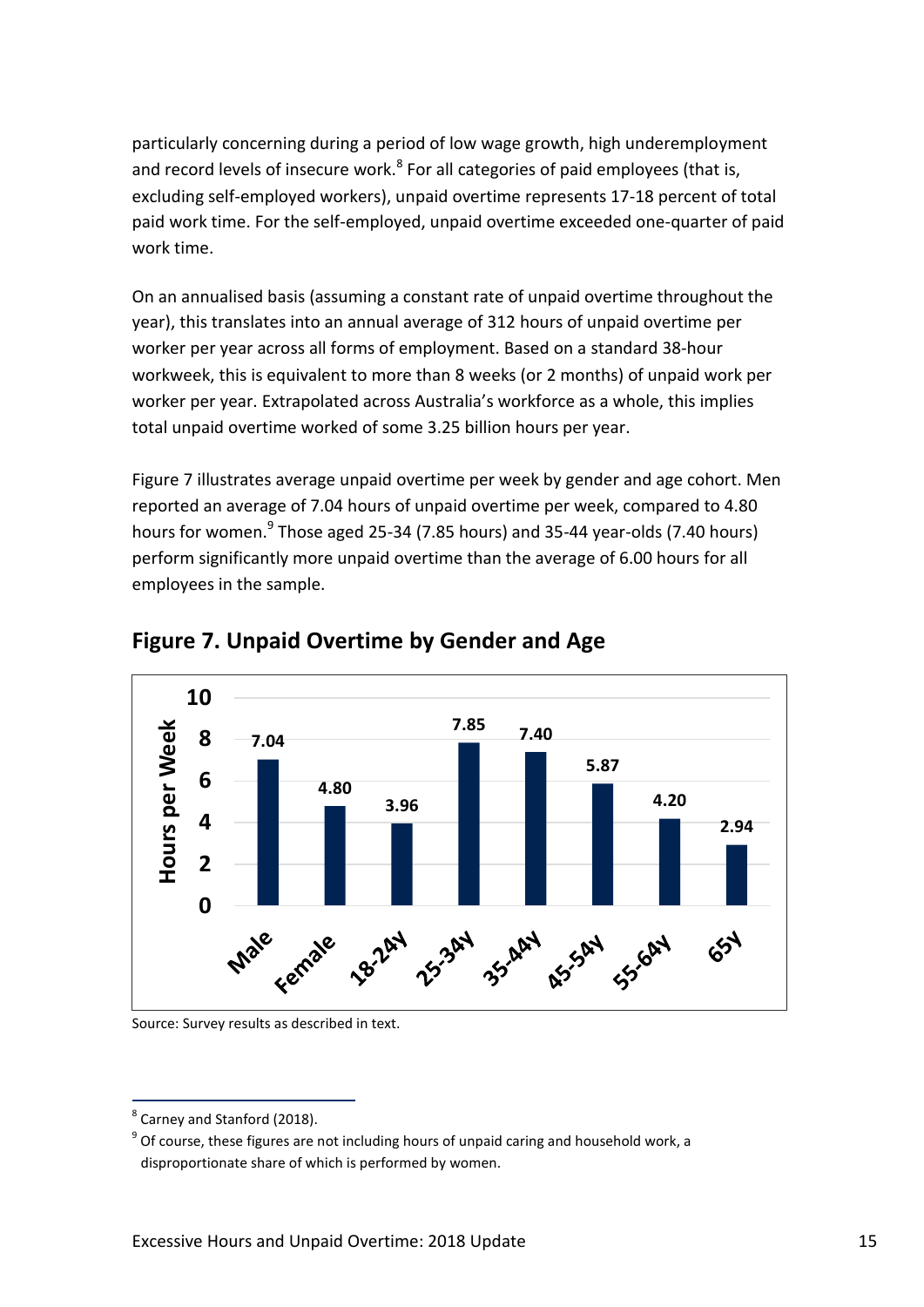particularly concerning during a period of low wage growth, high underemployment and record levels of insecure work.[8] For all categories of paid employees (that is, excluding self-employed workers), unpaid overtime represents 17-18 percent of total paid work time. For the self-employed, unpaid overtime exceeded one-quarter of paid work time.

On an annualised basis (assuming a constant rate of unpaid overtime throughout the year), this translates into an annual average of 312 hours of unpaid overtime per worker per year across all forms of employment. Based on a standard 38-hour workweek, this is equivalent to more than 8 weeks (or 2 months) of unpaid work per worker per year. Extrapolated across Australia's workforce as a whole, this implies total unpaid overtime worked of some 3.25 billion hours per year.

Figure 7 illustrates average unpaid overtime per week by gender and age cohort. Men reported an average of 7.04 hours of unpaid overtime per week, compared to 4.80 hours for women.[9] Those aged 25-34 (7.85 hours) and 35-44 year-olds (7.40 hours) perform significantly more unpaid overtime than the average of 6.00 hours for all employees in the sample.

## Figure 7. Unpaid Overtime by Gender and Age

| Category | Hours per Week |
| --- | --- |
| Male | 7.04 |
| Female | 4.80 |
| 18-24y | 3.96 |
| 25-34y | 7.85 |
| 35-44y | 7.40 |
| 45-54y | 5.87 |
| 55-64y | 4.20 |
| 65y | 2.94 |

Source: Survey results as described in text.

---

[8] Carney and Stanford (2018).

[9] Of course, these figures are not including hours of unpaid caring and household work, a disproportionate share of which is performed by women.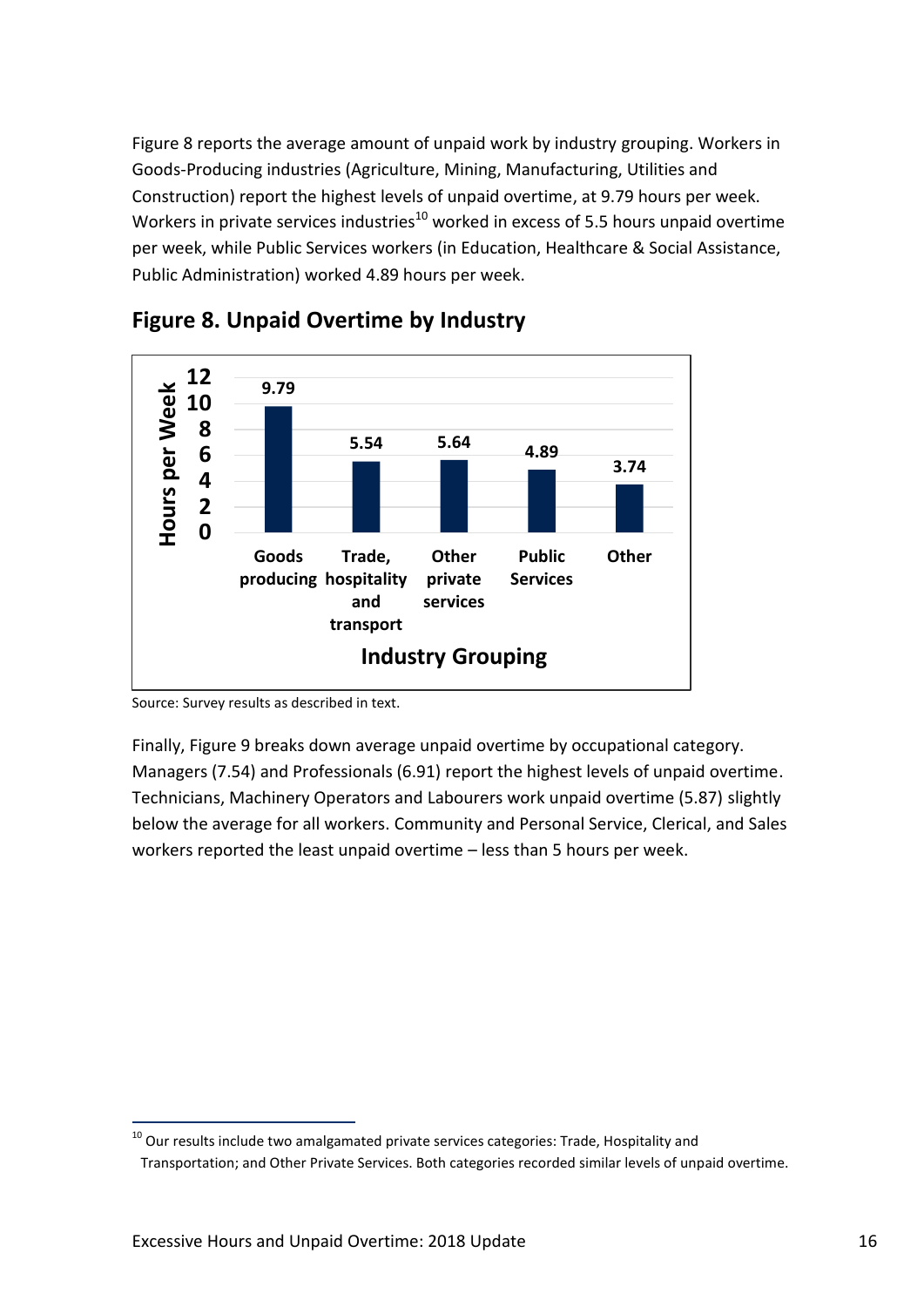Figure 8 reports the average amount of unpaid work by industry grouping. Workers in Goods-Producing industries (Agriculture, Mining, Manufacturing, Utilities and Construction) report the highest levels of unpaid overtime, at 9.79 hours per week. Workers in private services industries[10] worked in excess of 5.5 hours unpaid overtime per week, while Public Services workers (in Education, Healthcare & Social Assistance, Public Administration) worked 4.89 hours per week.

## Figure 8. Unpaid Overtime by Industry

| Industry Grouping | Hours per Week |
|---|---|
| Goods producing | 9.79 |
| Trade, hospitality and transport | 5.54 |
| Other private services | 5.64 |
| Public Services | 4.89 |
| Other | 3.74 |

Source: Survey results as described in text.

Finally, Figure 9 breaks down average unpaid overtime by occupational category. Managers (7.54) and Professionals (6.91) report the highest levels of unpaid overtime. Technicians, Machinery Operators and Labourers work unpaid overtime (5.87) slightly below the average for all workers. Community and Personal Service, Clerical, and Sales workers reported the least unpaid overtime – less than 5 hours per week.

[10] Our results include two amalgamated private services categories: Trade, Hospitality and Transportation; and Other Private Services. Both categories recorded similar levels of unpaid overtime.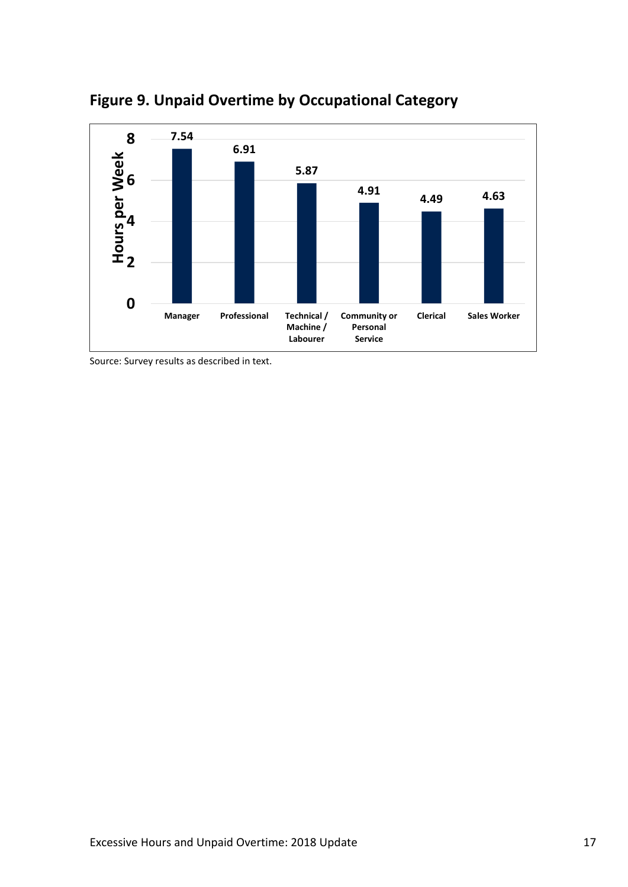## Figure 9. Unpaid Overtime by Occupational Category

| Occupational Category | Hours per Week |
|---|---|
| Manager | 7.54 |
| Professional | 6.91 |
| Technical / Machine / Labourer | 5.87 |
| Community or Personal Service | 4.91 |
| Clerical | 4.49 |
| Sales Worker | 4.63 |

Source: Survey results as described in text.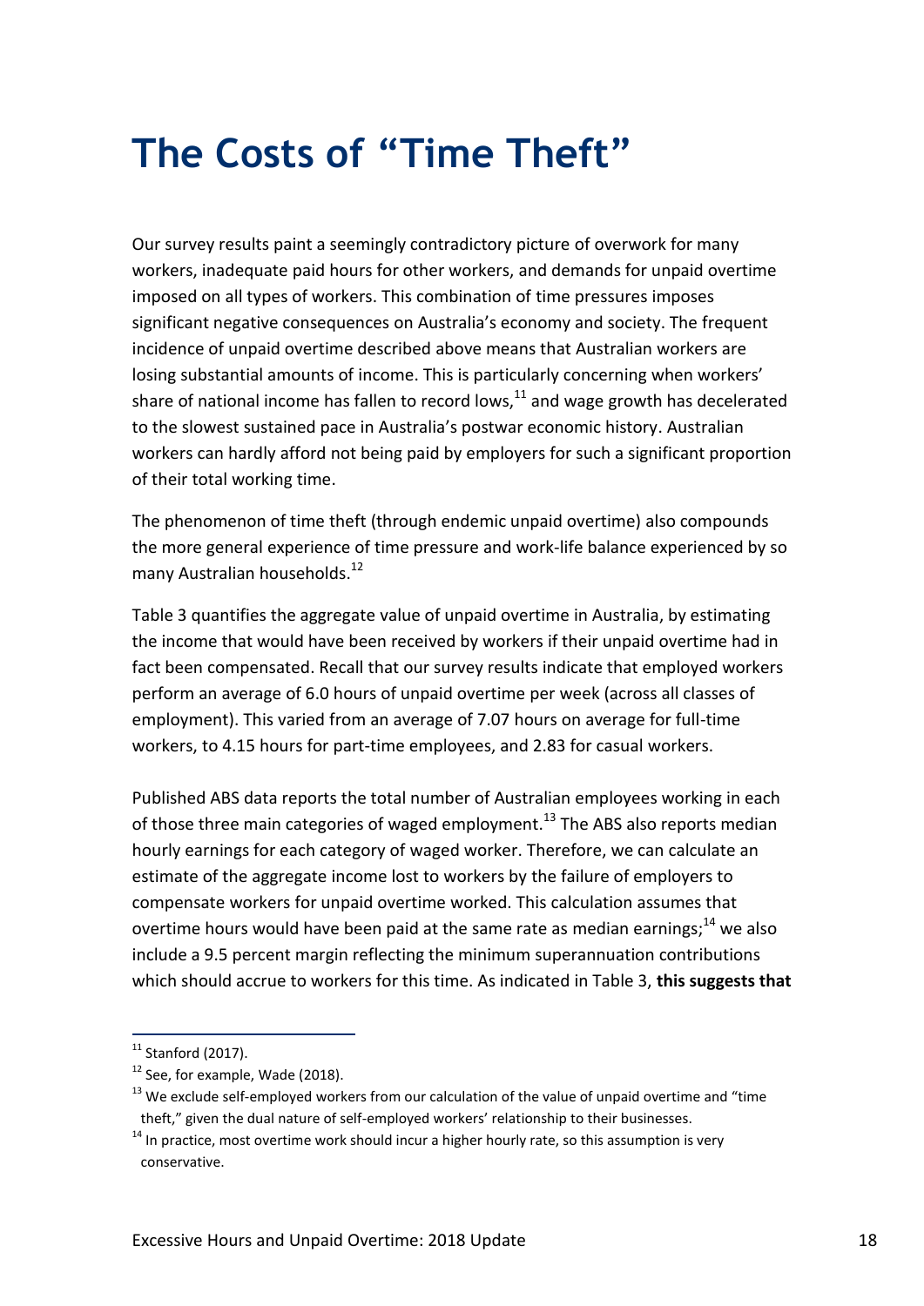# The Costs of "Time Theft"

Our survey results paint a seemingly contradictory picture of overwork for many workers, inadequate paid hours for other workers, and demands for unpaid overtime imposed on all types of workers. This combination of time pressures imposes significant negative consequences on Australia's economy and society. The frequent incidence of unpaid overtime described above means that Australian workers are losing substantial amounts of income. This is particularly concerning when workers' share of national income has fallen to record lows,[11] and wage growth has decelerated to the slowest sustained pace in Australia's postwar economic history. Australian workers can hardly afford not being paid by employers for such a significant proportion of their total working time.

The phenomenon of time theft (through endemic unpaid overtime) also compounds the more general experience of time pressure and work-life balance experienced by so many Australian households.[12]

Table 3 quantifies the aggregate value of unpaid overtime in Australia, by estimating the income that would have been received by workers if their unpaid overtime had in fact been compensated. Recall that our survey results indicate that employed workers perform an average of 6.0 hours of unpaid overtime per week (across all classes of employment). This varied from an average of 7.07 hours on average for full-time workers, to 4.15 hours for part-time employees, and 2.83 for casual workers.

Published ABS data reports the total number of Australian employees working in each of those three main categories of waged employment.[13] The ABS also reports median hourly earnings for each category of waged worker. Therefore, we can calculate an estimate of the aggregate income lost to workers by the failure of employers to compensate workers for unpaid overtime worked. This calculation assumes that overtime hours would have been paid at the same rate as median earnings;[14] we also include a 9.5 percent margin reflecting the minimum superannuation contributions which should accrue to workers for this time. As indicated in Table 3, **this suggests that**

---

[11] Stanford (2017).

[12] See, for example, Wade (2018).

[13] We exclude self-employed workers from our calculation of the value of unpaid overtime and "time theft," given the dual nature of self-employed workers' relationship to their businesses.

[14] In practice, most overtime work should incur a higher hourly rate, so this assumption is very conservative.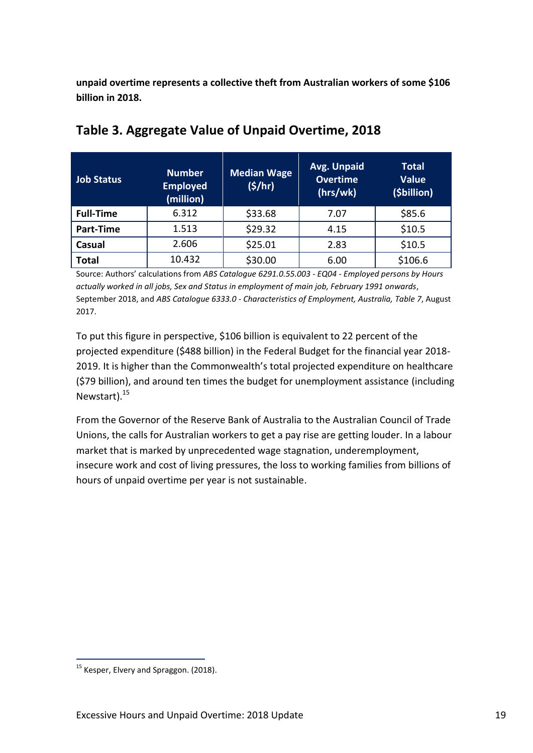**unpaid overtime represents a collective theft from Australian workers of some $106 billion in 2018.**

## Table 3. Aggregate Value of Unpaid Overtime, 2018

| Job Status | Number Employed (million) | Median Wage ($/hr) | Avg. Unpaid Overtime (hrs/wk) | Total Value ($billion) |
|---|---|---|---|---|
| **Full-Time** | 6.312 | $33.68 | 7.07 | $85.6 |
| **Part-Time** | 1.513 | $29.32 | 4.15 | $10.5 |
| **Casual** | 2.606 | $25.01 | 2.83 | $10.5 |
| **Total** | 10.432 | $30.00 | 6.00 | $106.6 |

Source: Authors' calculations from *ABS Catalogue 6291.0.55.003 - EQ04 - Employed persons by Hours actually worked in all jobs, Sex and Status in employment of main job, February 1991 onwards*, September 2018, and *ABS Catalogue 6333.0 - Characteristics of Employment, Australia, Table 7*, August 2017.

To put this figure in perspective, $106 billion is equivalent to 22 percent of the projected expenditure ($488 billion) in the Federal Budget for the financial year 2018-2019. It is higher than the Commonwealth's total projected expenditure on healthcare ($79 billion), and around ten times the budget for unemployment assistance (including Newstart).[15]

From the Governor of the Reserve Bank of Australia to the Australian Council of Trade Unions, the calls for Australian workers to get a pay rise are getting louder. In a labour market that is marked by unprecedented wage stagnation, underemployment, insecure work and cost of living pressures, the loss to working families from billions of hours of unpaid overtime per year is not sustainable.

[15] Kesper, Elvery and Spraggon. (2018).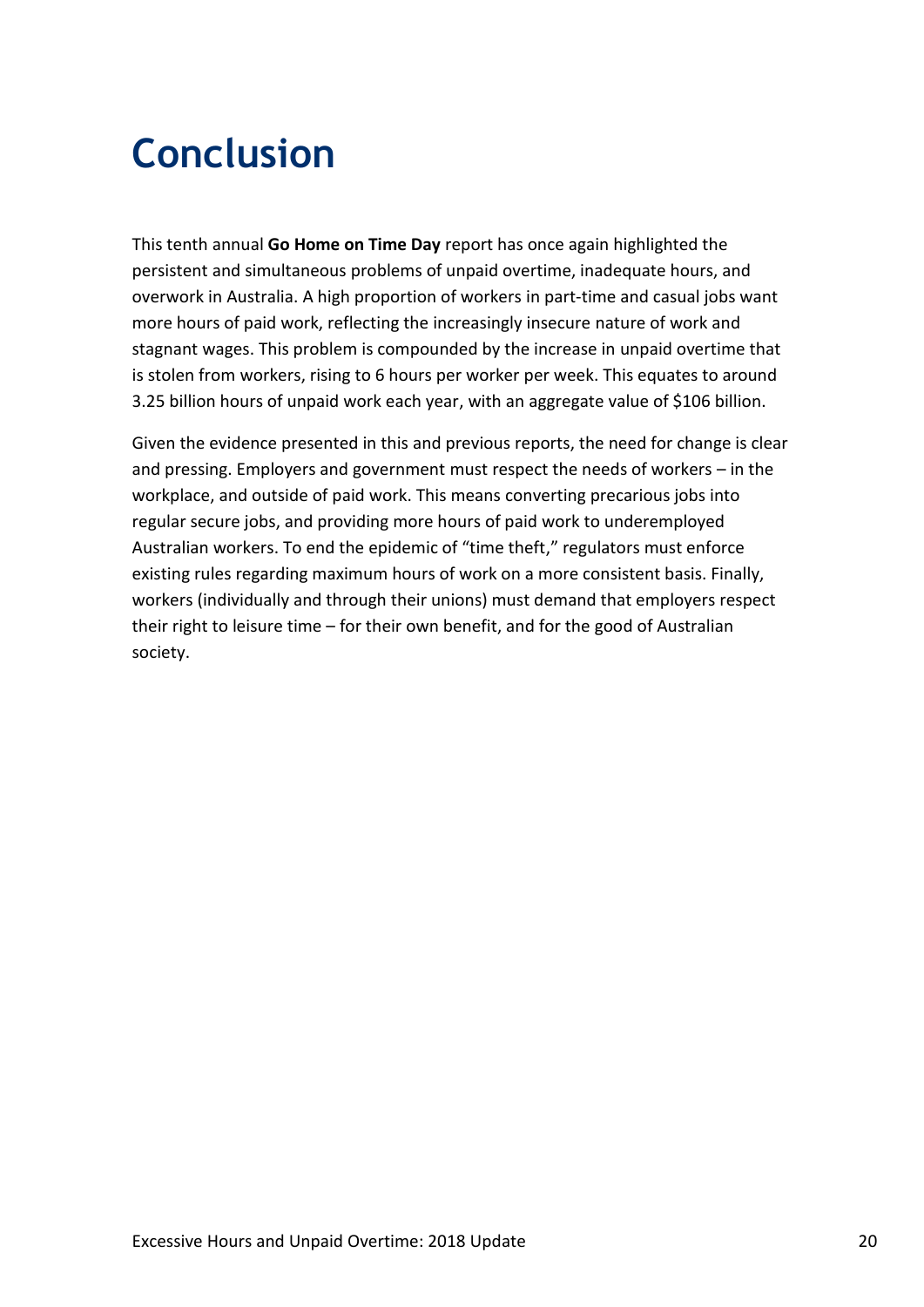# Conclusion

This tenth annual **Go Home on Time Day** report has once again highlighted the persistent and simultaneous problems of unpaid overtime, inadequate hours, and overwork in Australia. A high proportion of workers in part-time and casual jobs want more hours of paid work, reflecting the increasingly insecure nature of work and stagnant wages. This problem is compounded by the increase in unpaid overtime that is stolen from workers, rising to 6 hours per worker per week. This equates to around 3.25 billion hours of unpaid work each year, with an aggregate value of $106 billion.

Given the evidence presented in this and previous reports, the need for change is clear and pressing. Employers and government must respect the needs of workers – in the workplace, and outside of paid work. This means converting precarious jobs into regular secure jobs, and providing more hours of paid work to underemployed Australian workers. To end the epidemic of "time theft," regulators must enforce existing rules regarding maximum hours of work on a more consistent basis. Finally, workers (individually and through their unions) must demand that employers respect their right to leisure time – for their own benefit, and for the good of Australian society.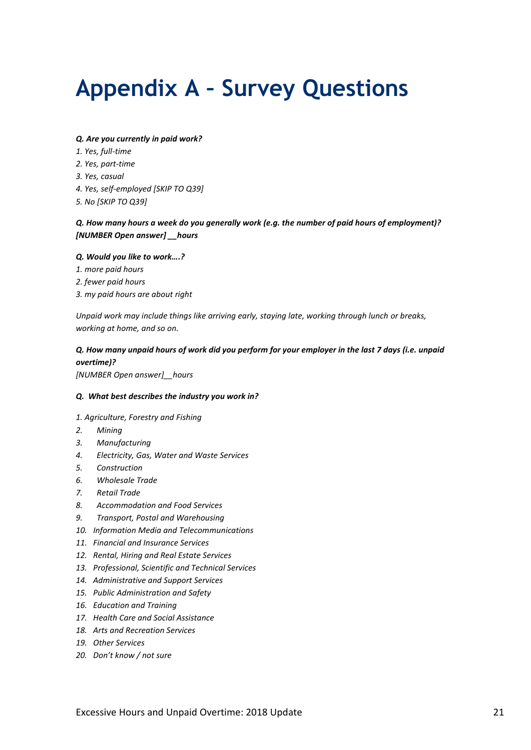# Appendix A – Survey Questions

***Q. Are you currently in paid work?***

*1. Yes, full-time*

*2. Yes, part-time*

*3. Yes, casual*

*4. Yes, self-employed [SKIP TO Q39]*

*5. No [SKIP TO Q39]*

***Q. How many hours a week do you generally work (e.g. the number of paid hours of employment)? [NUMBER Open answer] __hours***

***Q. Would you like to work….?***

*1. more paid hours*

*2. fewer paid hours*

*3. my paid hours are about right*

*Unpaid work may include things like arriving early, staying late, working through lunch or breaks, working at home, and so on.*

***Q. How many unpaid hours of work did you perform for your employer in the last 7 days (i.e. unpaid overtime)?***

*[NUMBER Open answer]__hours*

***Q. What best describes the industry you work in?***

1. *Agriculture, Forestry and Fishing*
2. *Mining*
3. *Manufacturing*
4. *Electricity, Gas, Water and Waste Services*
5. *Construction*
6. *Wholesale Trade*
7. *Retail Trade*
8. *Accommodation and Food Services*
9. *Transport, Postal and Warehousing*
10. *Information Media and Telecommunications*
11. *Financial and Insurance Services*
12. *Rental, Hiring and Real Estate Services*
13. *Professional, Scientific and Technical Services*
14. *Administrative and Support Services*
15. *Public Administration and Safety*
16. *Education and Training*
17. *Health Care and Social Assistance*
18. *Arts and Recreation Services*
19. *Other Services*
20. *Don't know / not sure*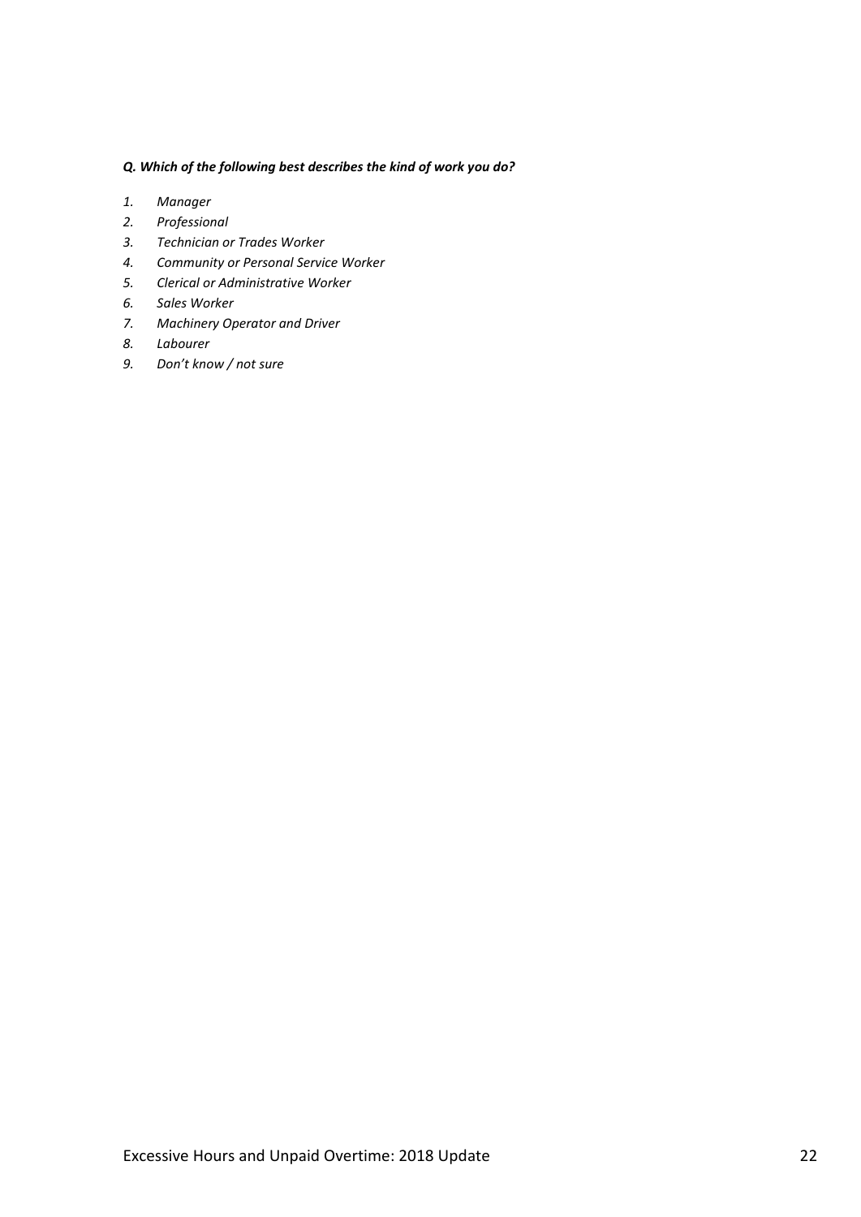***Q. Which of the following best describes the kind of work you do?***

1. *Manager*
2. *Professional*
3. *Technician or Trades Worker*
4. *Community or Personal Service Worker*
5. *Clerical or Administrative Worker*
6. *Sales Worker*
7. *Machinery Operator and Driver*
8. *Labourer*
9. *Don't know / not sure*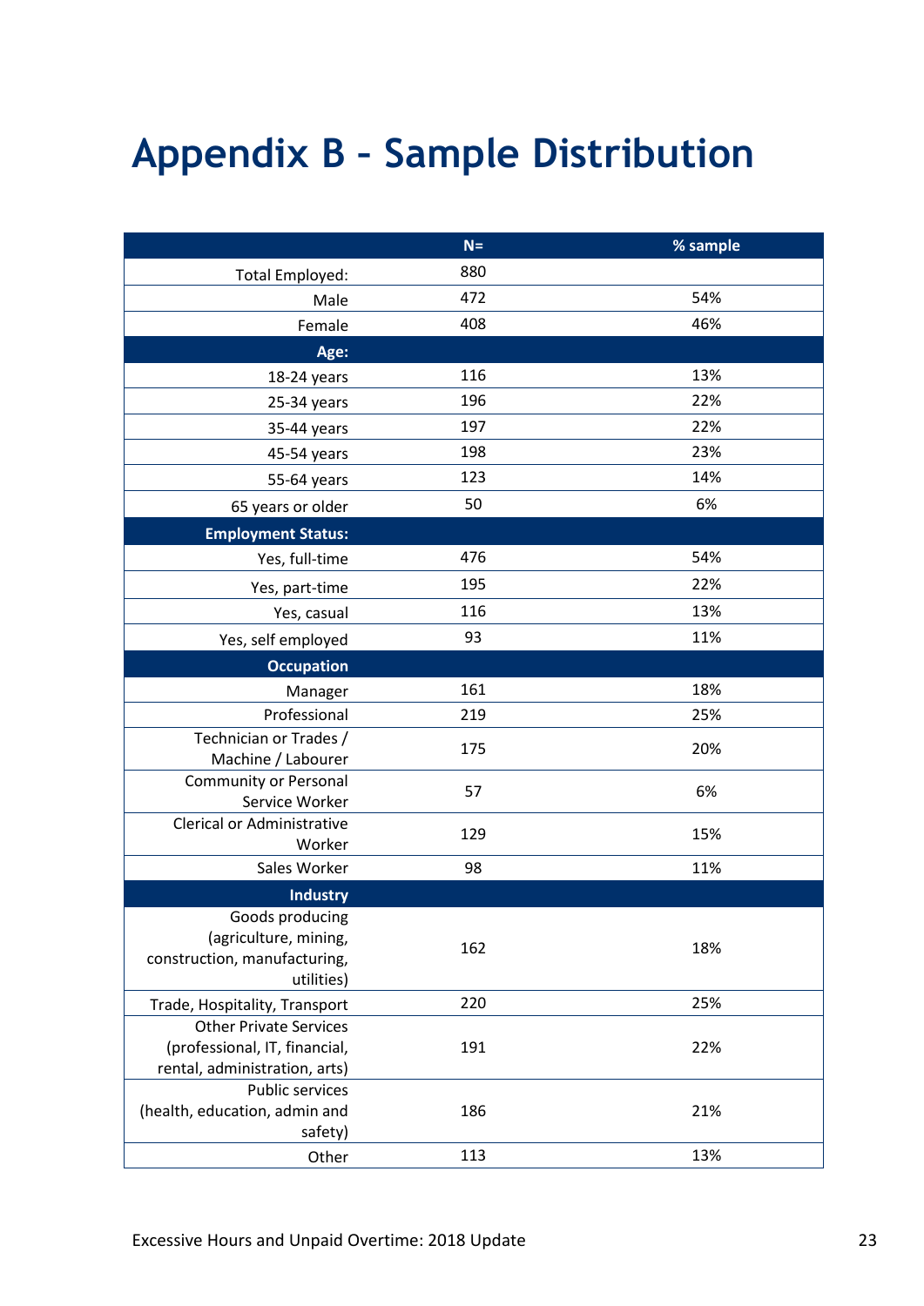# Appendix B – Sample Distribution

| | N= | % sample |
|---|---|---|
| Total Employed: | 880 | |
| Male | 472 | 54% |
| Female | 408 | 46% |
| **Age:** | | |
| 18-24 years | 116 | 13% |
| 25-34 years | 196 | 22% |
| 35-44 years | 197 | 22% |
| 45-54 years | 198 | 23% |
| 55-64 years | 123 | 14% |
| 65 years or older | 50 | 6% |
| **Employment Status:** | | |
| Yes, full-time | 476 | 54% |
| Yes, part-time | 195 | 22% |
| Yes, casual | 116 | 13% |
| Yes, self employed | 93 | 11% |
| **Occupation** | | |
| Manager | 161 | 18% |
| Professional | 219 | 25% |
| Technician or Trades / Machine / Labourer | 175 | 20% |
| Community or Personal Service Worker | 57 | 6% |
| Clerical or Administrative Worker | 129 | 15% |
| Sales Worker | 98 | 11% |
| **Industry** | | |
| Goods producing (agriculture, mining, construction, manufacturing, utilities) | 162 | 18% |
| Trade, Hospitality, Transport | 220 | 25% |
| Other Private Services (professional, IT, financial, rental, administration, arts) | 191 | 22% |
| Public services (health, education, admin and safety) | 186 | 21% |
| Other | 113 | 13% |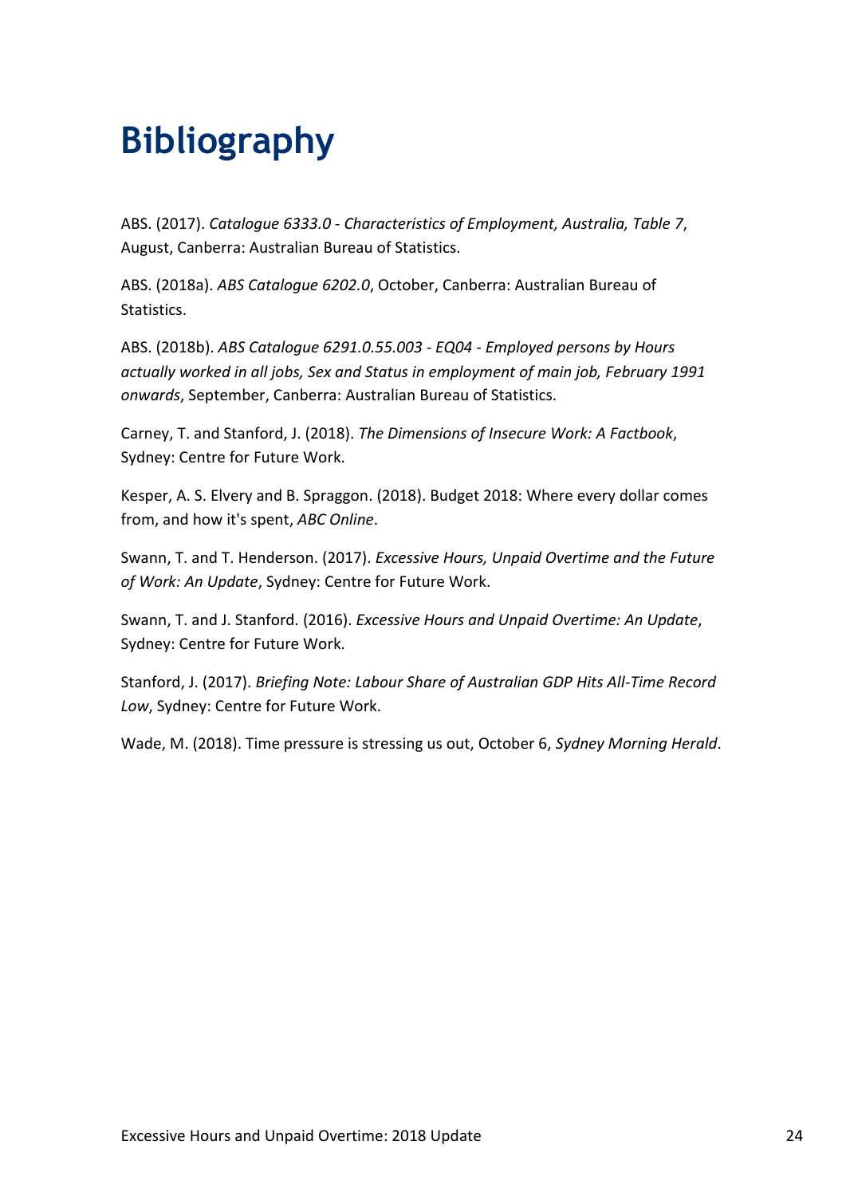# Bibliography

ABS. (2017). *Catalogue 6333.0 - Characteristics of Employment, Australia, Table 7*, August, Canberra: Australian Bureau of Statistics.

ABS. (2018a). *ABS Catalogue 6202.0*, October, Canberra: Australian Bureau of Statistics.

ABS. (2018b). *ABS Catalogue 6291.0.55.003 - EQ04 - Employed persons by Hours actually worked in all jobs, Sex and Status in employment of main job, February 1991 onwards*, September, Canberra: Australian Bureau of Statistics.

Carney, T. and Stanford, J. (2018). *The Dimensions of Insecure Work: A Factbook*, Sydney: Centre for Future Work.

Kesper, A. S. Elvery and B. Spraggon. (2018). Budget 2018: Where every dollar comes from, and how it's spent, *ABC Online*.

Swann, T. and T. Henderson. (2017). *Excessive Hours, Unpaid Overtime and the Future of Work: An Update*, Sydney: Centre for Future Work.

Swann, T. and J. Stanford. (2016). *Excessive Hours and Unpaid Overtime: An Update*, Sydney: Centre for Future Work.

Stanford, J. (2017). *Briefing Note: Labour Share of Australian GDP Hits All-Time Record Low*, Sydney: Centre for Future Work.

Wade, M. (2018). Time pressure is stressing us out, October 6, *Sydney Morning Herald*.